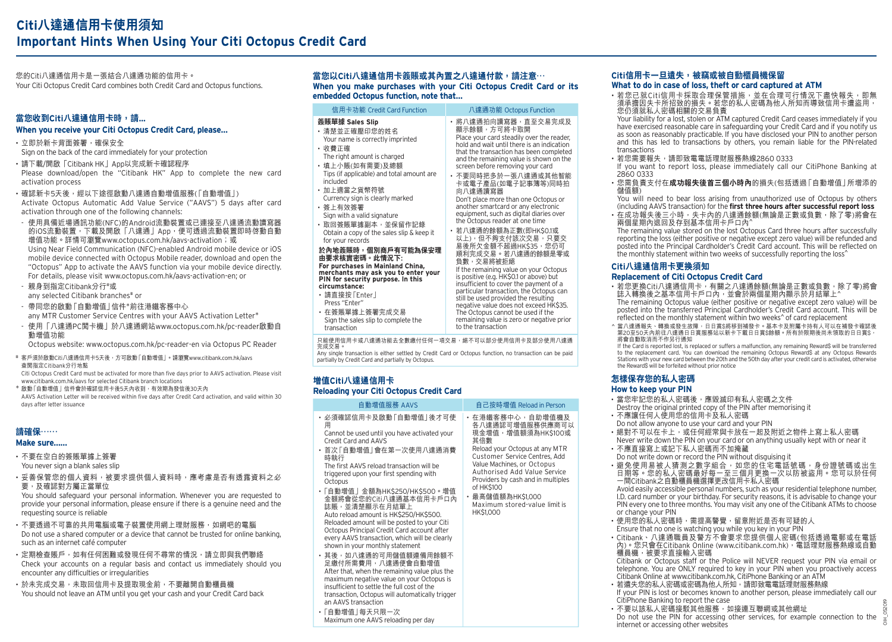# Citi八達通信用卡使用須知
# Important Hints When Using Your Citi Octopus Credit Card

您的Citi八達通信用卡是一張結合八達通功能的信用卡。
Your Citi Octopus Credit Card combines both Credit Card and Octopus functions.

## 當您收到Citi八達通信用卡時，請...
## When you receive your Citi Octopus Credit Card, please...

- 立即於新卡背面簽署，確保安全
  Sign on the back of the card immediately for your protection
- 請下載/開啟「Citibank HK」App以完成新卡確認程序
  Please download/open the "Citibank HK" App to complete the new card activation process
- 確認新卡5天後，經以下途徑啟動八達通自動增值服務(「自動增值」)
  Activate Octopus Automatic Add Value Service ("AAVS") 5 days after card activation through one of the following channels:
  - 使用具備近場通訊功能(NFC)的Android流動裝置或已連接至八達通流動讀寫器的iOS流動裝置，下載及開啟「八達通」App，便可透過流動裝置即時啟動自動增值功能。詳情可瀏覽www.octopus.com.hk/aavs-activation；或
    Using Near Field Communication (NFC)-enabled Android mobile device or iOS mobile device connected with Octopus Mobile reader, download and open the "Octopus" App to activate the AAVS function via your mobile device directly. For details, please visit www.octopus.com.hk/aavs-activation-en; or
  - 親身到指定Citibank分行#或
    any selected Citibank branches# or
  - 帶同您的啟動「自動增值」信件*前往港鐵客務中心
    any MTR Customer Service Centres with your AAVS Activation Letter*
  - 使用「八達通PC閱卡機」於八達通網站www.octopus.com.hk/pc-reader啟動自動增值功能
    Octopus website: www.octopus.com.hk/pc-reader-en via Octopus PC Reader

# 客戶須於啟動Citi八達通信用卡5天後，方可啟動「自動增值」。請瀏覽www.citibank.com.hk/aavs查閱指定Citibank分行地點
Citi Octopus Credit Card must be activated for more than five days prior to AAVS activation. Please visit www.citibank.com.hk/aavs for selected Citibank branch locations

* 啟動「自動增值」信件會於確認信用卡後5天內收到，有效期為發信後30天內
AAVS Activation Letter will be received within five days after Credit Card activation, and valid within 30 days after letter issuance

## 請確保……
## Make sure......

- 不要在空白的簽賬單據上簽署
  You never sign a blank sales slip
- 妥善保管您的個人資料，被要求提供個人資料時，應考慮是否有透露資料之必要，及確認對方屬正當單位
  You should safeguard your personal information. Whenever you are requested to provide your personal information, please ensure if there is a genuine need and the requesting source is reliable
- 不要透過不可靠的共用電腦或電子裝置使用網上理財服務，如網吧的電腦
  Do not use a shared computer or a device that cannot be trusted for online banking, such as an internet café computer
- 定期檢查賬戶，如有任何困難或發現任何不尋常的情況，請立即與我們聯絡
  Check your accounts on a regular basis and contact us immediately should you encounter any difficulties or irregularities
- 於未完成交易，未取回信用卡及提取現金前，不要離開自動櫃員機
  You should not leave an ATM until you get your cash and your Credit Card back

## 當您以Citi八達通信用卡簽賬或其內置之八達通付款，請注意…
## When you make purchases with your Citi Octopus Credit Card or its embedded Octopus function, note that...

| 信用卡功能 Credit Card Function | 八達通功能 Octopus Function |
|---|---|
| **簽賬單據 Sales Slip**<br>• 清楚並正確壓印您的姓名<br>Your name is correctly imprinted<br>• 收費正確<br>The right amount is charged<br>• 填上小賬(如有需要)及總額<br>Tips (if applicable) and total amount are included<br>• 加上適當之貨幣符號<br>Currency sign is clearly marked<br>• 簽上有效簽署<br>Sign with a valid signature<br>• 取回簽賬單據副本，並保留作記錄<br>Obtain a copy of the sales slip & keep it for your records<br>**於內地簽賬時，個別商戶有可能為保安理由要求核實密碼。此情況下:**<br>**For purchases in Mainland China, merchants may ask you to enter your PIN for security purpose. In this circumstance:**<br>• 請直接按「Enter」<br>Press "Enter"<br>• 在簽賬單據上簽署完成交易<br>Sign the sales slip to complete the transaction | • 將八達通拍向讀寫器，直至交易完成及顯示餘額，方可將卡取開<br>Place your card steadily over the reader, hold and wait until there is an indication that the transaction has been completed and the remaining value is shown on the screen before removing your card<br>• 不要同時把多於一張八達通或其他智能卡或電子產品(如電子記事簿等)同時拍向八達通讀寫器<br>Don't place more than one Octopus or another smartcard or an electronic equipment, such as digital diaries over the Octopus reader at one time<br>• 若八達通的餘額為正數(即HK$0.1或以上)，但不夠支付該次交易，只要交易後所欠金額不超過HK$35，您仍可順利完成交易。若八達通的餘額是零或負數，交易將被拒絕<br>If the remaining value on your Octopus is positive (e.g. HK$0.1 or above) but insufficient to cover the payment of a particular transaction, the Octopus can still be used provided the resulting negative value does not exceed HK$35. The Octopus cannot be used if the remaining value is zero or negative prior to the transaction |
| 只能使用信用卡或八達通功能去全數繳付任何一項交易，絕不可以部分使用信用卡及部分使用八達通完成交易。<br>Any single transaction is either settled by Credit Card or Octopus function, no transaction can be paid partially by Credit Card and partially by Octopus. | |

## 增值Citi八達通信用卡
## Reloading your Citi Octopus Credit Card

| 自動增值服務 AAVS | 自己按時增值 Reload in Person |
|---|---|
| • 必須確認信用卡及啟動「自動增值」後才可使用<br>Cannot be used until you have activated your Credit Card and AAVS<br>• 首次「自動增值」會在第一次使用八達通消費時執行<br>The first AAVS reload transaction will be triggered upon your first spending with Octopus<br>• 「自動增值」金額為HK$250/HK$500。增值金額將會從您的Citi八達通基本信用卡戶口內誌賬，並清楚顯示在月結單上<br>Auto reload amount is HK$250/HK$500. Reloaded amount will be posted to your Citi Octopus Principal Credit Card account after every AAVS transaction, which will be clearly shown in your monthly statement<br>• 其後，如八達通的可用儲值額連備用餘額不足繳付所需費用，八達通便會自動增值<br>After that, when the remaining value plus the maximum negative value on your Octopus is insufficient to settle the full cost of the transaction, Octopus will automatically trigger an AAVS transaction<br>• 「自動增值」每天只限一次<br>Maximum one AAVS reloading per day | • 在港鐵客務中心，自助增值機及各八達通認可增值服務供應商可以現金增值，增值額須為HK$100或其倍數<br>Reload your Octopus at any MTR Customer Service Centres, Add Value Machines, or Octopus Authorised Add Value Service Providers by cash and in multiples of HK$100<br>• 最高儲值額為HK$1,000<br>Maximum stored-value limit is HK$1,000 |

## Citi信用卡一旦遺失，被竊或被自動櫃員機保留
## What to do in case of loss, theft or card captured at ATM

- 若您已就Citi信用卡採取合理保管措施，並在合理可行情況下盡快報失，即無須承擔因失卡所招致的損失。若您的私人密碼為他人所知而導致信用卡遭盜用，您仍須就私人密碼相關的交易負責
  Your liability for a lost, stolen or ATM captured Credit Card ceases immediately if you have exercised reasonable care in safeguarding your Credit Card and if you notify us as soon as reasonably practicable. If you have disclosed your PIN to another person and this has led to transactions by others, you remain liable for the PIN-related transactions
- 若您需要報失，請即致電電話理財服務熱線2860 0333
  If you want to report loss, please immediately call our CitiPhone Banking at 2860 0333
- 您需負責支付在**成功報失後首三個小時內**的損失(包括透過「自動增值」所增添的儲值額)
  You will need to bear loss arising from unauthorized use of Octopus by others (including AAVS transaction) for the **first three hours after successful report loss**
- 在成功報失後三小時，失卡內的八達通餘額(無論是正數或負數，除了零)將會在兩個星期內退回及存到基本信用卡戶口內^
  The remaining value stored on the lost Octopus Card three hours after successfully reporting the loss (either positive or negative except zero value) will be refunded and posted into the Principal Cardholder's Credit Card account. This will be reflected on the monthly statement within two weeks of successfully reporting the loss^

## Citi八達通信用卡更換須知
## Replacement of Citi Octopus Credit Card

- 若您更換Citi八達通信用卡，有關之八達通餘額(無論是正數或負數，除了零)將會誌入轉換後之基本信用卡戶口內，並會於兩個星期內顯示於月結單上^
  The remaining Octopus value (either positive or negative except zero value) will be posted into the transferred Principal Cardholder's Credit Card account. This will be reflected on the monthly statement within two weeks^ of card replacement

^ 當八達通報失、轉換或發生故障，日日賞$將移到補發卡。基本卡及附屬卡持有人可以在補發卡確認後第20至50天內前往八達通日日賞服務站以新卡下載日日賞$餘額。所有於限期後尚未領取的日日賞$，將會自動取消而不作另行通知
If the Card is reported lost, is replaced or suffers a malfunction, any remaining Reward$ will be transferred to the replacement card. You can download the remaining Octopus Reward$ at any Octopus Rewards Stations with your new card between the 20th and the 50th day after your credit card is activated, otherwise the Reward$ will be forfeited without prior notice

## 怎樣保存您的私人密碼
## How to keep your PIN

- 當您牢記您的私人密碼後，應毀滅印有私人密碼之文件
  Destroy the original printed copy of the PIN after memorising it
- 不應讓任何人使用您的信用卡及私人密碼
  Do not allow anyone to use your card and your PIN
- 絕對不可以在卡上，或任何經常與卡放在一起及附近之物件上寫上私人密碼
  Never write down the PIN on your card or on anything usually kept with or near it
- 不應直接寫上或記下私人密碼而不加掩藏
  Do not write down or record the PIN without disguising it
- 避免使用易被人猜測之數字組合，如您的住宅電話號碼，身份證號碼或出生日期等。您的私人密碼最好每一至三個月更換一次以防被盜用。您可以於任何一間Citibank之自動櫃員機選擇更改信用卡私人密碼
  Avoid easily accessible personal numbers, such as your residential telephone number, I.D. card number or your birthday. For security reasons, it is advisable to change your PIN every one to three months. You may visit any one of the Citibank ATMs to choose or change your PIN
- 使用您的私人密碼時，要提高警覺，留意附近是否有可疑的人
  Ensure that no one is watching you while you key in your PIN
- Citibank、八達通職員及警方不會要求您提供個人密碼(包括透過電郵或在電話內)。您只會在Citibank Online (www.citibank.com.hk)，電話理財服務熱線或自動櫃員機，被要求直接輸入密碼
  Citibank or Octopus staff or the Police will NEVER request your PIN via email or telephone. You are ONLY required to key in your PIN when you proactively access Citibank Online at www.citibank.com.hk, CitiPhone Banking or an ATM
- 若遺失您的私人密碼或密碼為他人所知，請即致電電話理財服務熱線
  If your PIN is lost or becomes known to another person, please immediately call our CitiPhone Banking to report the case
- 不要以該私人密碼接駁其他服務，如接連互聯網或其他網址
  Do not use the PIN for accessing other services, for example connection to the internet or accessing other websites

CIH_OS2019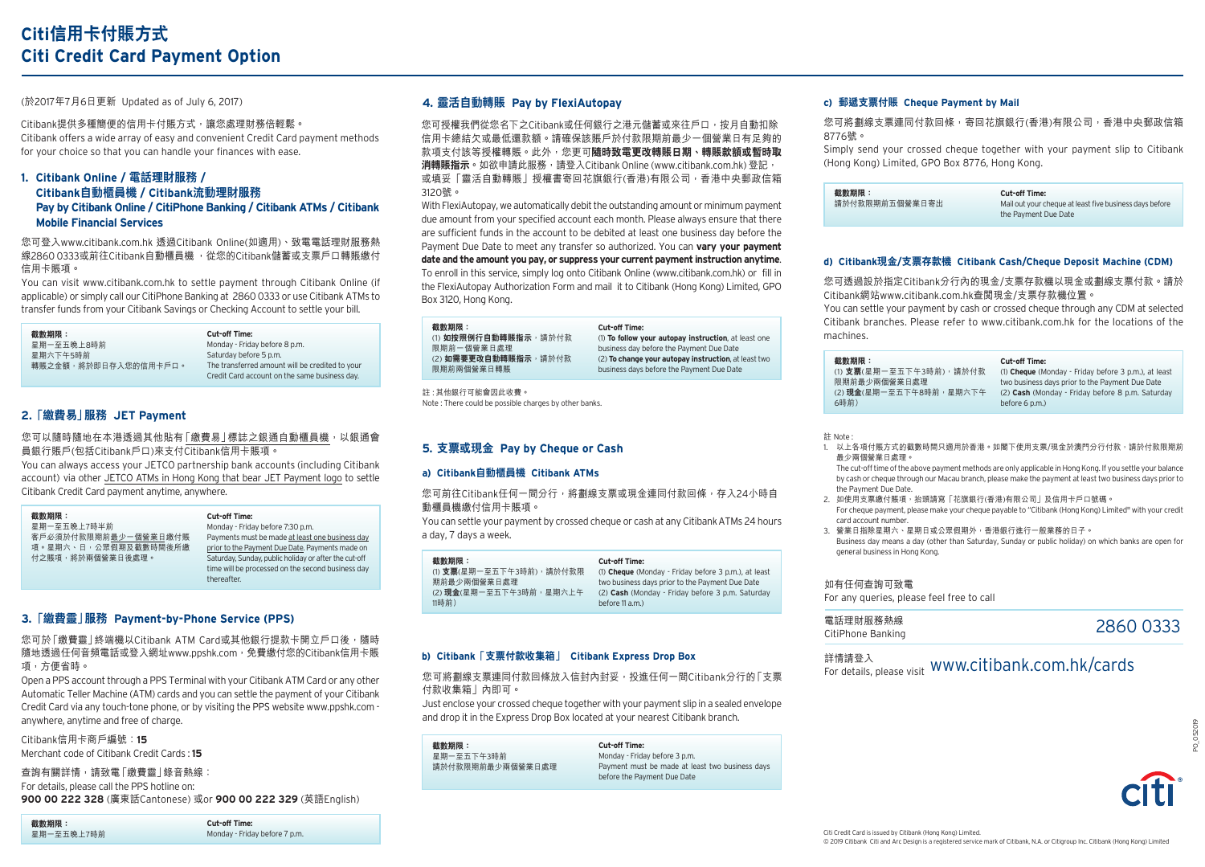# Citi信用卡付賬方式
# Citi Credit Card Payment Option

(於2017年7月6日更新 Updated as of July 6, 2017)

Citibank提供多種簡便的信用卡付賬方式，讓您處理財務倍輕鬆。
Citibank offers a wide array of easy and convenient Credit Card payment methods for your choice so that you can handle your finances with ease.

## 1. Citibank Online / 電話理財服務 / Citibank自動櫃員機 / Citibank流動理財服務
## Pay by Citibank Online / CitiPhone Banking / Citibank ATMs / Citibank Mobile Financial Services

您可登入www.citibank.com.hk 透過Citibank Online(如適用)、致電電話理財服務熱線2860 0333或前往Citibank自動櫃員機 ，從您的Citibank儲蓄或支票戶口轉賬繳付信用卡賬項。

You can visit www.citibank.com.hk to settle payment through Citibank Online (if applicable) or simply call our CitiPhone Banking at 2860 0333 or use Citibank ATMs to transfer funds from your Citibank Savings or Checking Account to settle your bill.

| 截數期限： | Cut-off Time: |
|---|---|
| 星期一至五晚上8時前<br>星期六下午5時前<br>轉賬之金額，將於即日存入您的信用卡戶口。 | Monday - Friday before 8 p.m.<br>Saturday before 5 p.m.<br>The transferred amount will be credited to your Credit Card account on the same business day. |

## 2. 「繳費易」服務 JET Payment

您可以隨時隨地在本港透過其他貼有「繳費易」標誌之銀通自動櫃員機，以銀通會員銀行賬戶(包括Citibank戶口)來支付Citibank信用卡賬項。

You can always access your JETCO partnership bank accounts (including Citibank account) via other JETCO ATMs in Hong Kong that bear JET Payment logo to settle Citibank Credit Card payment anytime, anywhere.

| 截數期限： | Cut-off Time: |
|---|---|
| 星期一至五晚上7時半前<br>客戶必須於付款限期前最少一個營業日繳付賬項。星期六、日，公眾假期及截數時間後所繳付之賬項，將於兩個營業日後處理。 | Monday - Friday before 7:30 p.m.<br>Payments must be made at least one business day prior to the Payment Due Date. Payments made on Saturday, Sunday, public holiday or after the cut-off time will be processed on the second business day thereafter. |

## 3. 「繳費靈」服務 Payment-by-Phone Service (PPS)

您可於「繳費靈」終端機以Citibank ATM Card或其他銀行提款卡開立戶口後，隨時隨地透過任何音頻電話或登入網址www.ppshk.com，免費繳付您的Citibank信用卡賬項，方便省時。

Open a PPS account through a PPS Terminal with your Citibank ATM Card or any other Automatic Teller Machine (ATM) cards and you can settle the payment of your Citibank Credit Card via any touch-tone phone, or by visiting the PPS website www.ppshk.com - anywhere, anytime and free of charge.

Citibank信用卡商戶編號：**15**
Merchant code of Citibank Credit Cards : **15**

查詢有關詳情，請致電「繳費靈」錄音熱線：
For details, please call the PPS hotline on:
**900 00 222 328** (廣東話Cantonese) 或or **900 00 222 329** (英語English)

| 截數期限： | Cut-off Time: |
|---|---|
| 星期一至五晚上7時前 | Monday - Friday before 7 p.m. |

## 4. 靈活自動轉賬 Pay by FlexiAutopay

您可授權我們從您名下之Citibank或任何銀行之港元儲蓄或來往戶口，按月自動扣除信用卡總結欠或最低還款額。請確保該賬戶於付款限期前最少一個營業日有足夠的款項支付該等授權轉賬。此外，您更可**隨時致電更改轉賬日期、轉賬款額或暫時取消轉賬指示**。如欲申請此服務，請登入Citibank Online (www.citibank.com.hk) 登記，或填妥「靈活自動轉賬」授權書寄回花旗銀行(香港)有限公司，香港中央郵政信箱3120號。

With FlexiAutopay, we automatically debit the outstanding amount or minimum payment due amount from your specified account each month. Please always ensure that there are sufficient funds in the account to be debited at least one business day before the Payment Due Date to meet any transfer so authorized. You can **vary your payment date and the amount you pay, or suppress your current payment instruction anytime**. To enroll in this service, simply log onto Citibank Online (www.citibank.com.hk) or fill in the FlexiAutopay Authorization Form and mail it to Citibank (Hong Kong) Limited, GPO Box 3120, Hong Kong.

| 截數期限： | Cut-off Time: |
|---|---|
| (1) **如按照例行自動轉賬指示**，請於付款限期前一個營業日處理<br>(2) **如需要更改自動轉賬指示**，請於付款限期前兩個營業日轉賬 | (1) **To follow your autopay instruction**, at least one business day before the Payment Due Date<br>(2) **To change your autopay instruction**, at least two business days before the Payment Due Date |

註：其他銀行可能會因此收費。
Note : There could be possible charges by other banks.

## 5. 支票或現金 Pay by Cheque or Cash

### a) Citibank自動櫃員機 Citibank ATMs

您可前往Citibank任何一間分行，將劃線支票或現金連同付款回條，存入24小時自動櫃員機繳付信用卡賬項。

You can settle your payment by crossed cheque or cash at any Citibank ATMs 24 hours a day, 7 days a week.

| 截數期限： | Cut-off Time: |
|---|---|
| (1) **支票**(星期一至五下午3時前)，請於付款限期前最少兩個營業日處理<br>(2) **現金**(星期一至五下午3時前，星期六上午11時前) | (1) **Cheque** (Monday - Friday before 3 p.m.), at least two business days prior to the Payment Due Date<br>(2) **Cash** (Monday - Friday before 3 p.m. Saturday before 11 a.m.) |

### b) Citibank「支票付款收集箱」 Citibank Express Drop Box

您可將劃線支票連同付款回條放入信封內封妥，投進任何一間Citibank分行的「支票付款收集箱」內即可。

Just enclose your crossed cheque together with your payment slip in a sealed envelope and drop it in the Express Drop Box located at your nearest Citibank branch.

| 截數期限： | Cut-off Time: |
|---|---|
| 星期一至五下午3時前<br>請於付款限期前最少兩個營業日處理 | Monday - Friday before 3 p.m.<br>Payment must be made at least two business days before the Payment Due Date |

### c) 郵遞支票付賬 Cheque Payment by Mail

您可將劃線支票連同付款回條，寄回花旗銀行(香港)有限公司，香港中央郵政信箱8776號。

Simply send your crossed cheque together with your payment slip to Citibank (Hong Kong) Limited, GPO Box 8776, Hong Kong.

| 截數期限： | Cut-off Time: |
|---|---|
| 請於付款限期前五個營業日寄出 | Mail out your cheque at least five business days before the Payment Due Date |

### d) Citibank現金/支票存款機 Citibank Cash/Cheque Deposit Machine (CDM)

您可透過設於指定Citibank分行內的現金/支票存款機以現金或劃線支票付款。請於Citibank網站www.citibank.com.hk查閱現金/支票存款機位置。

You can settle your payment by cash or crossed cheque through any CDM at selected Citibank branches. Please refer to www.citibank.com.hk for the locations of the machines.

| 截數期限： | Cut-off Time: |
|---|---|
| (1) **支票**(星期一至五下午3時前)，請於付款限期前最少兩個營業日處理<br>(2) **現金**(星期一至五下午8時前，星期六下午6時前) | (1) **Cheque** (Monday - Friday before 3 p.m.), at least two business days prior to the Payment Due Date<br>(2) **Cash** (Monday - Friday before 8 p.m. Saturday before 6 p.m.) |

註 Note :

1. 以上各項付賬方式的截數時間只適用於香港。如閣下使用支票/現金於澳門分行付款，請於付款限期前最少兩個營業日處理。
   The cut-off time of the above payment methods are only applicable in Hong Kong. If you settle your balance by cash or cheque through our Macau branch, please make the payment at least two business days prior to the Payment Due Date.
2. 如使用支票繳付賬項，抬頭請寫「花旗銀行(香港)有限公司」及信用卡戶口號碼。
   For cheque payment, please make your cheque payable to "Citibank (Hong Kong) Limited" with your credit card account number.
3. 營業日指除星期六、星期日或公眾假期外，香港銀行進行一般業務的日子。
   Business day means a day (other than Saturday, Sunday or public holiday) on which banks are open for general business in Hong Kong.

如有任何查詢可致電
For any queries, please feel free to call

電話理財服務熱線
CitiPhone Banking
2860 0333

詳情請登入
For details, please visit www.citibank.com.hk/cards

Citi Credit Card is issued by Citibank (Hong Kong) Limited.
© 2019 Citibank Citi and Arc Design is a registered service mark of Citibank, N.A. or Citigroup Inc. Citibank (Hong Kong) Limited

PO_052019